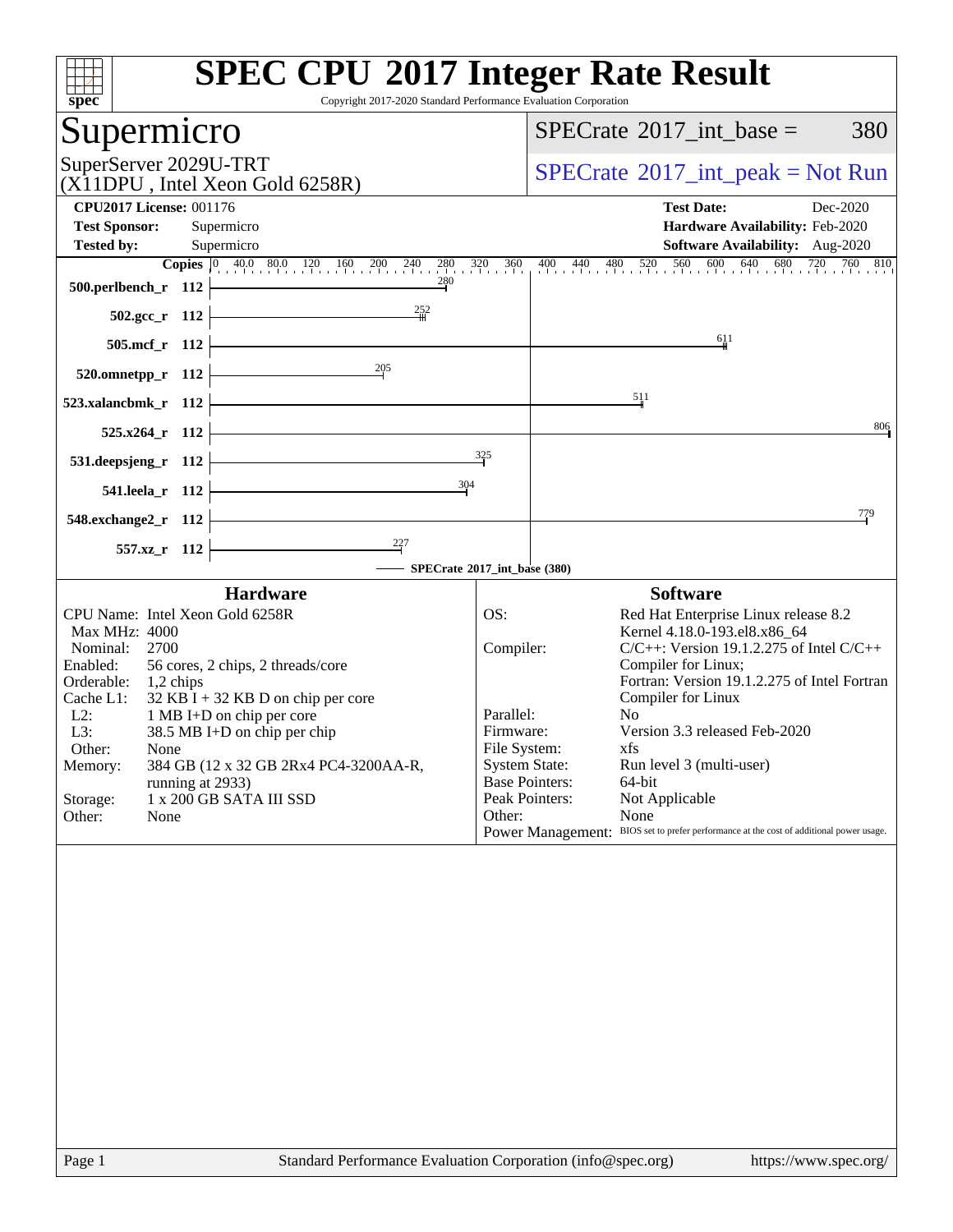# SPEC CPU 2017 Integer Rate Result

Copyright 2017-2020 Standard Performance Evaluation Corporation

## Supermicro

SuperServer 2029U-TRT
(X11DPU , Intel Xeon Gold 6258R)

SPECrate 2017_int_base = 380

SPECrate 2017_int_peak = Not Run

| | | | |
|---|---|---|---|
| **CPU2017 License:** | 001176 | **Test Date:** | Dec-2020 |
| **Test Sponsor:** | Supermicro | **Hardware Availability:** | Feb-2020 |
| **Tested by:** | Supermicro | **Software Availability:** | Aug-2020 |

| Benchmark | Copies | SPECrate 2017_int_base (380) |
|---|---|---|
| 500.perlbench_r | 112 | 280 |
| 502.gcc_r | 112 | 252 |
| 505.mcf_r | 112 | 611 |
| 520.omnetpp_r | 112 | 205 |
| 523.xalancbmk_r | 112 | 511 |
| 525.x264_r | 112 | 806 |
| 531.deepsjeng_r | 112 | 325 |
| 541.leela_r | 112 | 304 |
| 548.exchange2_r | 112 | 779 |
| 557.xz_r | 112 | 227 |

### Hardware

| | |
|---|---|
| CPU Name: | Intel Xeon Gold 6258R |
| Max MHz: | 4000 |
| Nominal: | 2700 |
| Enabled: | 56 cores, 2 chips, 2 threads/core |
| Orderable: | 1,2 chips |
| Cache L1: | 32 KB I + 32 KB D on chip per core |
| L2: | 1 MB I+D on chip per core |
| L3: | 38.5 MB I+D on chip per chip |
| Other: | None |
| Memory: | 384 GB (12 x 32 GB 2Rx4 PC4-3200AA-R, running at 2933) |
| Storage: | 1 x 200 GB SATA III SSD |
| Other: | None |

### Software

| | |
|---|---|
| OS: | Red Hat Enterprise Linux release 8.2 Kernel 4.18.0-193.el8.x86_64 |
| Compiler: | C/C++: Version 19.1.2.275 of Intel C/C++ Compiler for Linux; Fortran: Version 19.1.2.275 of Intel Fortran Compiler for Linux |
| Parallel: | No |
| Firmware: | Version 3.3 released Feb-2020 |
| File System: | xfs |
| System State: | Run level 3 (multi-user) |
| Base Pointers: | 64-bit |
| Peak Pointers: | Not Applicable |
| Other: | None |
| Power Management: | BIOS set to prefer performance at the cost of additional power usage. |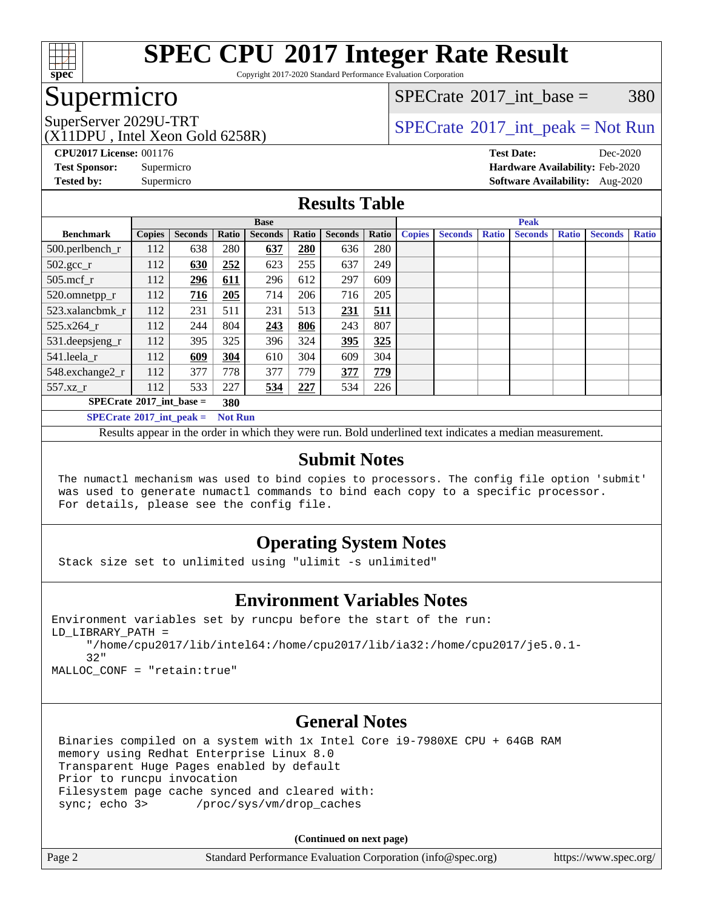# SPEC CPU 2017 Integer Rate Result

Copyright 2017-2020 Standard Performance Evaluation Corporation

## Supermicro

SuperServer 2029U-TRT
(X11DPU , Intel Xeon Gold 6258R)

SPECrate 2017_int_base = 380

SPECrate 2017_int_peak = Not Run

**CPU2017 License:** 001176
**Test Sponsor:** Supermicro
**Tested by:** Supermicro

**Test Date:** Dec-2020
**Hardware Availability:** Feb-2020
**Software Availability:** Aug-2020

## Results Table

| | Base | | | | | | | Peak | | | | | | |
|---|---|---|---|---|---|---|---|---|---|---|---|---|---|---|
| **Benchmark** | **Copies** | **Seconds** | **Ratio** | **Seconds** | **Ratio** | **Seconds** | **Ratio** | **Copies** | **Seconds** | **Ratio** | **Seconds** | **Ratio** | **Seconds** | **Ratio** |
| 500.perlbench_r | 112 | 638 | 280 | **637** | **280** | 636 | 280 | | | | | | | |
| 502.gcc_r | 112 | **630** | **252** | 623 | 255 | 637 | 249 | | | | | | | |
| 505.mcf_r | 112 | **296** | **611** | 296 | 612 | 297 | 609 | | | | | | | |
| 520.omnetpp_r | 112 | **716** | **205** | 714 | 206 | 716 | 205 | | | | | | | |
| 523.xalancbmk_r | 112 | 231 | 511 | 231 | 513 | **231** | **511** | | | | | | | |
| 525.x264_r | 112 | 244 | 804 | **243** | **806** | 243 | 807 | | | | | | | |
| 531.deepsjeng_r | 112 | 395 | 325 | 396 | 324 | **395** | **325** | | | | | | | |
| 541.leela_r | 112 | **609** | **304** | 610 | 304 | 609 | 304 | | | | | | | |
| 548.exchange2_r | 112 | 377 | 778 | 377 | 779 | **377** | **779** | | | | | | | |
| 557.xz_r | 112 | 533 | 227 | **534** | **227** | 534 | 226 | | | | | | | |

**SPECrate 2017_int_base = 380**

**SPECrate 2017_int_peak = Not Run**

Results appear in the order in which they were run. Bold underlined text indicates a median measurement.

## Submit Notes

The numactl mechanism was used to bind copies to processors. The config file option 'submit' was used to generate numactl commands to bind each copy to a specific processor. For details, please see the config file.

## Operating System Notes

Stack size set to unlimited using "ulimit -s unlimited"

## Environment Variables Notes

```
Environment variables set by runcpu before the start of the run:
LD_LIBRARY_PATH =
     "/home/cpu2017/lib/intel64:/home/cpu2017/lib/ia32:/home/cpu2017/je5.0.1-
     32"
MALLOC_CONF = "retain:true"
```

## General Notes

```
Binaries compiled on a system with 1x Intel Core i9-7980XE CPU + 64GB RAM
memory using Redhat Enterprise Linux 8.0
Transparent Huge Pages enabled by default
Prior to runcpu invocation
Filesystem page cache synced and cleared with:
sync; echo 3>       /proc/sys/vm/drop_caches
```

**(Continued on next page)**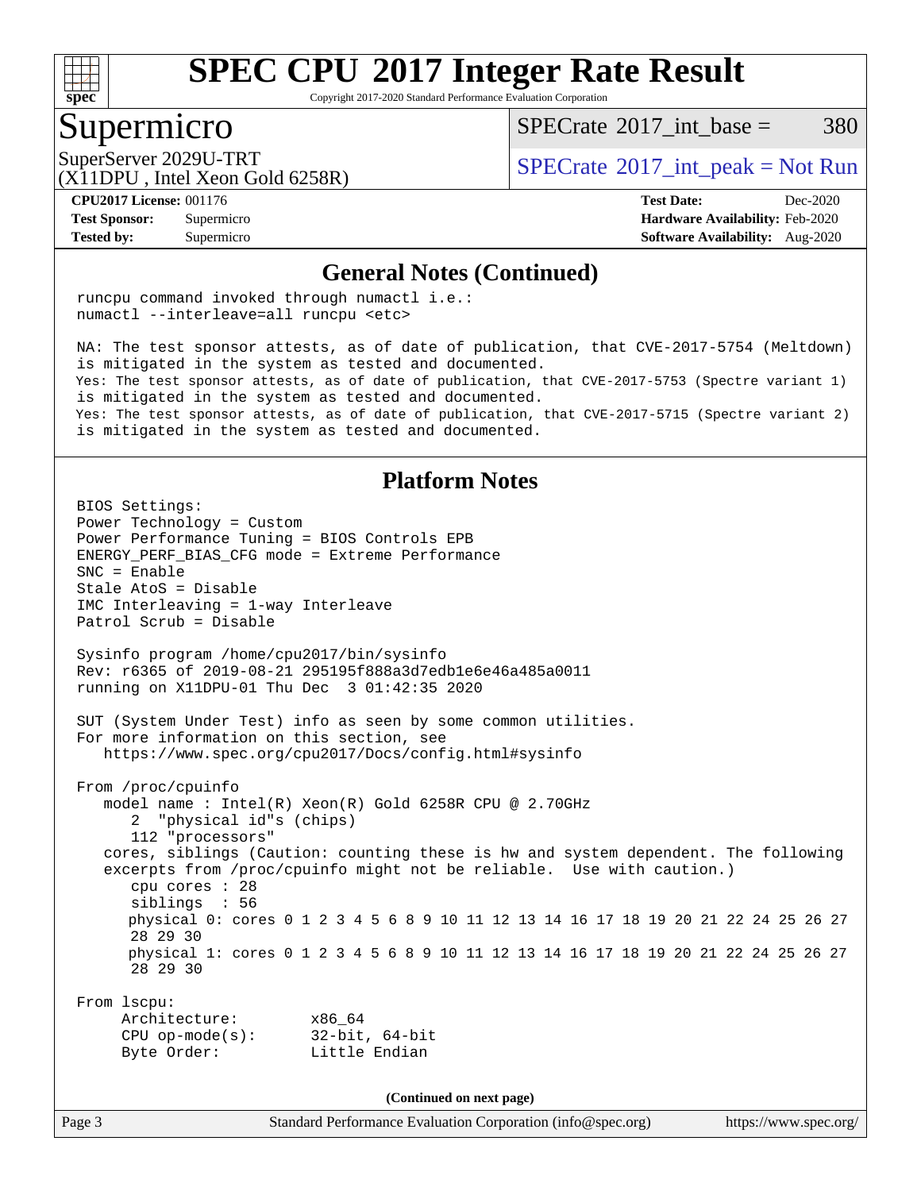# SPEC CPU 2017 Integer Rate Result

Copyright 2017-2020 Standard Performance Evaluation Corporation

## Supermicro

SuperServer 2029U-TRT
(X11DPU , Intel Xeon Gold 6258R)

SPECrate 2017_int_base = 380

SPECrate 2017_int_peak = Not Run

**CPU2017 License:** 001176
**Test Sponsor:** Supermicro
**Tested by:** Supermicro

**Test Date:** Dec-2020
**Hardware Availability:** Feb-2020
**Software Availability:** Aug-2020

## General Notes (Continued)

```
runcpu command invoked through numactl i.e.:
numactl --interleave=all runcpu <etc>

NA: The test sponsor attests, as of date of publication, that CVE-2017-5754 (Meltdown)
is mitigated in the system as tested and documented.
Yes: The test sponsor attests, as of date of publication, that CVE-2017-5753 (Spectre variant 1)
is mitigated in the system as tested and documented.
Yes: The test sponsor attests, as of date of publication, that CVE-2017-5715 (Spectre variant 2)
is mitigated in the system as tested and documented.
```

## Platform Notes

```
BIOS Settings:
Power Technology = Custom
Power Performance Tuning = BIOS Controls EPB
ENERGY_PERF_BIAS_CFG mode = Extreme Performance
SNC = Enable
Stale AtoS = Disable
IMC Interleaving = 1-way Interleave
Patrol Scrub = Disable

Sysinfo program /home/cpu2017/bin/sysinfo
Rev: r6365 of 2019-08-21 295195f888a3d7edb1e6e46a485a0011
running on X11DPU-01 Thu Dec  3 01:42:35 2020

SUT (System Under Test) info as seen by some common utilities.
For more information on this section, see
   https://www.spec.org/cpu2017/Docs/config.html#sysinfo

From /proc/cpuinfo
   model name : Intel(R) Xeon(R) Gold 6258R CPU @ 2.70GHz
      2  "physical id"s (chips)
      112 "processors"
   cores, siblings (Caution: counting these is hw and system dependent. The following
   excerpts from /proc/cpuinfo might not be reliable.  Use with caution.)
      cpu cores : 28
      siblings  : 56
      physical 0: cores 0 1 2 3 4 5 6 8 9 10 11 12 13 14 16 17 18 19 20 21 22 24 25 26 27
      28 29 30
      physical 1: cores 0 1 2 3 4 5 6 8 9 10 11 12 13 14 16 17 18 19 20 21 22 24 25 26 27
      28 29 30

From lscpu:
     Architecture:        x86_64
     CPU op-mode(s):      32-bit, 64-bit
     Byte Order:          Little Endian
```

(Continued on next page)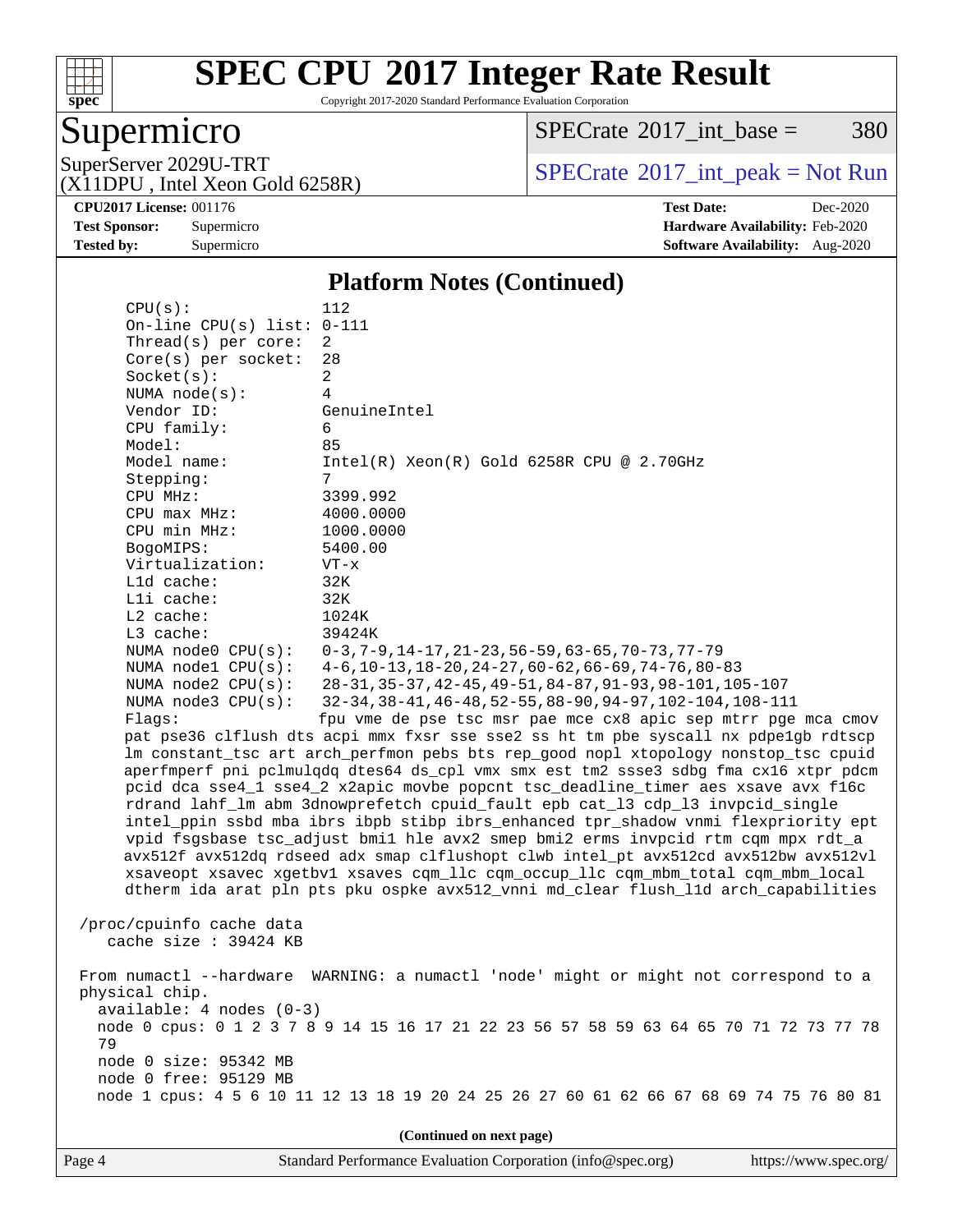## Platform Notes (Continued)

```
CPU(s):                112
On-line CPU(s) list:   0-111
Thread(s) per core:    2
Core(s) per socket:    28
Socket(s):             2
NUMA node(s):          4
Vendor ID:             GenuineIntel
CPU family:            6
Model:                 85
Model name:            Intel(R) Xeon(R) Gold 6258R CPU @ 2.70GHz
Stepping:              7
CPU MHz:               3399.992
CPU max MHz:           4000.0000
CPU min MHz:           1000.0000
BogoMIPS:              5400.00
Virtualization:        VT-x
L1d cache:             32K
L1i cache:             32K
L2 cache:              1024K
L3 cache:              39424K
NUMA node0 CPU(s):     0-3,7-9,14-17,21-23,56-59,63-65,70-73,77-79
NUMA node1 CPU(s):     4-6,10-13,18-20,24-27,60-62,66-69,74-76,80-83
NUMA node2 CPU(s):     28-31,35-37,42-45,49-51,84-87,91-93,98-101,105-107
NUMA node3 CPU(s):     32-34,38-41,46-48,52-55,88-90,94-97,102-104,108-111
Flags:                 fpu vme de pse tsc msr pae mce cx8 apic sep mtrr pge mca cmov
pat pse36 clflush dts acpi mmx fxsr sse sse2 ss ht tm pbe syscall nx pdpe1gb rdtscp
lm constant_tsc art arch_perfmon pebs bts rep_good nopl xtopology nonstop_tsc cpuid
aperfmperf pni pclmulqdq dtes64 ds_cpl vmx smx est tm2 ssse3 sdbg fma cx16 xtpr pdcm
pcid dca sse4_1 sse4_2 x2apic movbe popcnt tsc_deadline_timer aes xsave avx f16c
rdrand lahf_lm abm 3dnowprefetch cpuid_fault epb cat_l3 cdp_l3 invpcid_single
intel_ppin ssbd mba ibrs ibpb stibp ibrs_enhanced tpr_shadow vnmi flexpriority ept
vpid fsgsbase tsc_adjust bmi1 hle avx2 smep bmi2 erms invpcid rtm cqm mpx rdt_a
avx512f avx512dq rdseed adx smap clflushopt clwb intel_pt avx512cd avx512bw avx512vl
xsaveopt xsavec xgetbv1 xsaves cqm_llc cqm_occup_llc cqm_mbm_total cqm_mbm_local
dtherm ida arat pln pts pku ospke avx512_vnni md_clear flush_l1d arch_capabilities

/proc/cpuinfo cache data
   cache size : 39424 KB

From numactl --hardware  WARNING: a numactl 'node' might or might not correspond to a
physical chip.
  available: 4 nodes (0-3)
  node 0 cpus: 0 1 2 3 7 8 9 14 15 16 17 21 22 23 56 57 58 59 63 64 65 70 71 72 73 77 78
  79
  node 0 size: 95342 MB
  node 0 free: 95129 MB
  node 1 cpus: 4 5 6 10 11 12 13 18 19 20 24 25 26 27 60 61 62 66 67 68 69 74 75 76 80 81
```

(Continued on next page)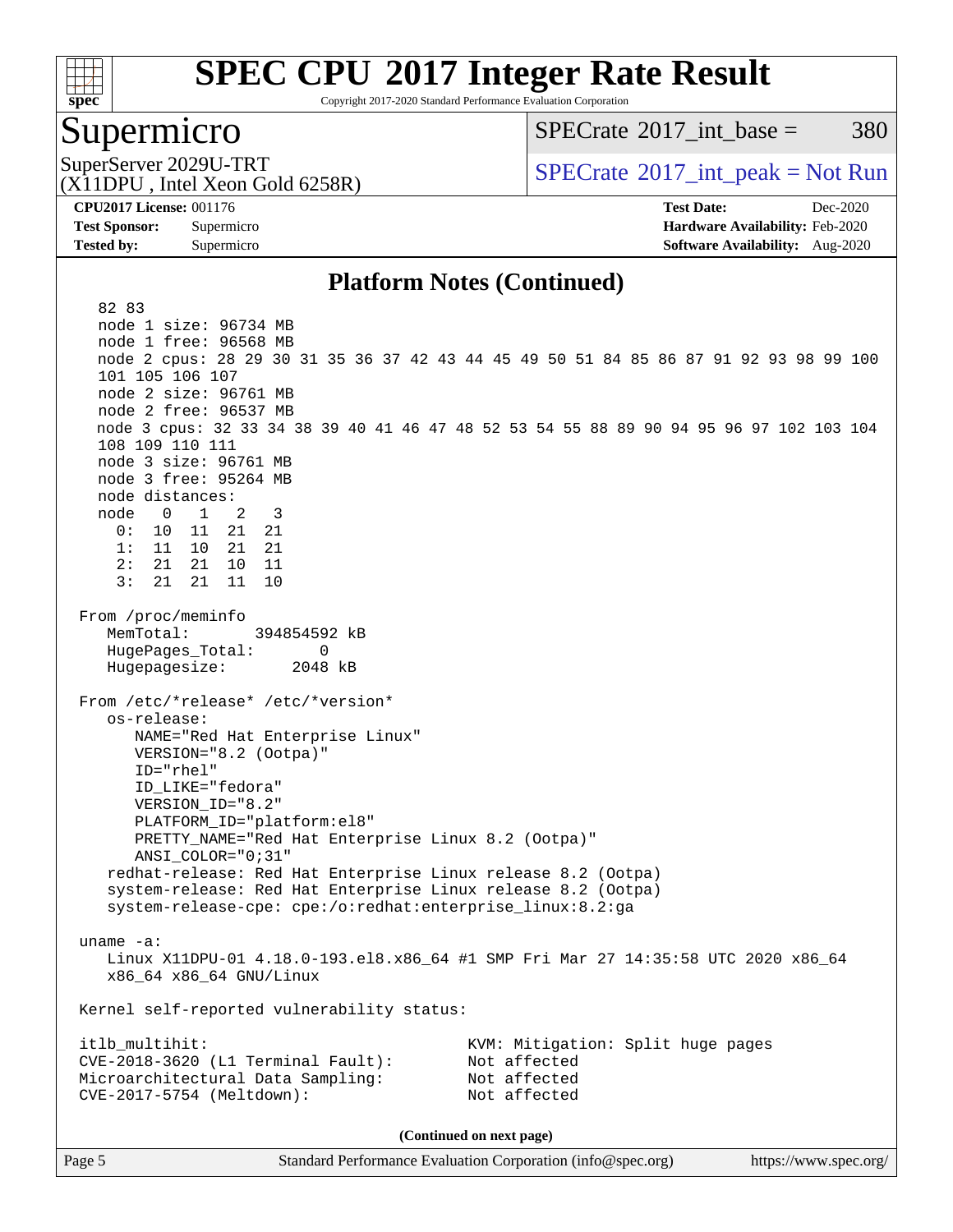## Platform Notes (Continued)

```
   82 83
   node 1 size: 96734 MB
   node 1 free: 96568 MB
   node 2 cpus: 28 29 30 31 35 36 37 42 43 44 45 49 50 51 84 85 86 87 91 92 93 98 99 100
   101 105 106 107
   node 2 size: 96761 MB
   node 2 free: 96537 MB
   node 3 cpus: 32 33 34 38 39 40 41 46 47 48 52 53 54 55 88 89 90 94 95 96 97 102 103 104
   108 109 110 111
   node 3 size: 96761 MB
   node 3 free: 95264 MB
   node distances:
   node   0   1   2   3
     0:  10  11  21  21
     1:  11  10  21  21
     2:  21  21  10  11
     3:  21  21  11  10

 From /proc/meminfo
    MemTotal:       394854592 kB
    HugePages_Total:       0
    Hugepagesize:       2048 kB

 From /etc/*release* /etc/*version*
    os-release:
       NAME="Red Hat Enterprise Linux"
       VERSION="8.2 (Ootpa)"
       ID="rhel"
       ID_LIKE="fedora"
       VERSION_ID="8.2"
       PLATFORM_ID="platform:el8"
       PRETTY_NAME="Red Hat Enterprise Linux 8.2 (Ootpa)"
       ANSI_COLOR="0;31"
    redhat-release: Red Hat Enterprise Linux release 8.2 (Ootpa)
    system-release: Red Hat Enterprise Linux release 8.2 (Ootpa)
    system-release-cpe: cpe:/o:redhat:enterprise_linux:8.2:ga

 uname -a:
    Linux X11DPU-01 4.18.0-193.el8.x86_64 #1 SMP Fri Mar 27 14:35:58 UTC 2020 x86_64
    x86_64 x86_64 GNU/Linux

 Kernel self-reported vulnerability status:

 itlb_multihit:                            KVM: Mitigation: Split huge pages
 CVE-2018-3620 (L1 Terminal Fault):        Not affected
 Microarchitectural Data Sampling:         Not affected
 CVE-2017-5754 (Meltdown):                 Not affected
```

(Continued on next page)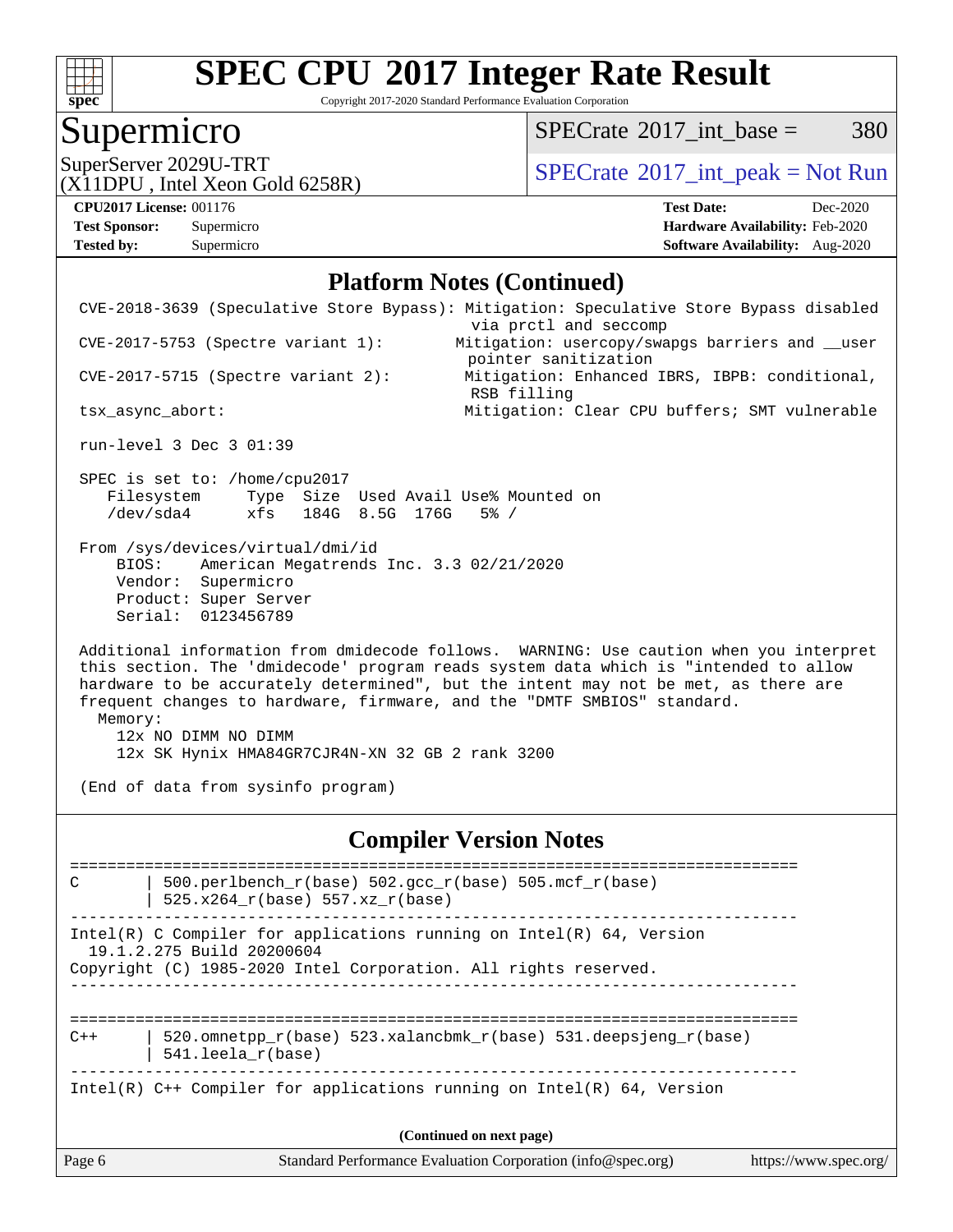## Platform Notes (Continued)

```
 CVE-2018-3639 (Speculative Store Bypass): Mitigation: Speculative Store Bypass disabled
                                            via prctl and seccomp
 CVE-2017-5753 (Spectre variant 1):        Mitigation: usercopy/swapgs barriers and __user
                                            pointer sanitization
 CVE-2017-5715 (Spectre variant 2):         Mitigation: Enhanced IBRS, IBPB: conditional,
                                            RSB filling
 tsx_async_abort:                           Mitigation: Clear CPU buffers; SMT vulnerable

 run-level 3 Dec 3 01:39

 SPEC is set to: /home/cpu2017
    Filesystem     Type  Size  Used Avail Use% Mounted on
    /dev/sda4      xfs   184G  8.5G  176G   5% /

 From /sys/devices/virtual/dmi/id
     BIOS:    American Megatrends Inc. 3.3 02/21/2020
     Vendor:  Supermicro
     Product: Super Server
     Serial:  0123456789

 Additional information from dmidecode follows.  WARNING: Use caution when you interpret
 this section. The 'dmidecode' program reads system data which is "intended to allow
 hardware to be accurately determined", but the intent may not be met, as there are
 frequent changes to hardware, firmware, and the "DMTF SMBIOS" standard.
   Memory:
     12x NO DIMM NO DIMM
     12x SK Hynix HMA84GR7CJR4N-XN 32 GB 2 rank 3200

 (End of data from sysinfo program)
```

## Compiler Version Notes

```
==============================================================================
C       | 500.perlbench_r(base) 502.gcc_r(base) 505.mcf_r(base)
        | 525.x264_r(base) 557.xz_r(base)
------------------------------------------------------------------------------
Intel(R) C Compiler for applications running on Intel(R) 64, Version
  19.1.2.275 Build 20200604
Copyright (C) 1985-2020 Intel Corporation. All rights reserved.
------------------------------------------------------------------------------

==============================================================================
C++     | 520.omnetpp_r(base) 523.xalancbmk_r(base) 531.deepsjeng_r(base)
        | 541.leela_r(base)
------------------------------------------------------------------------------
Intel(R) C++ Compiler for applications running on Intel(R) 64, Version
```

(Continued on next page)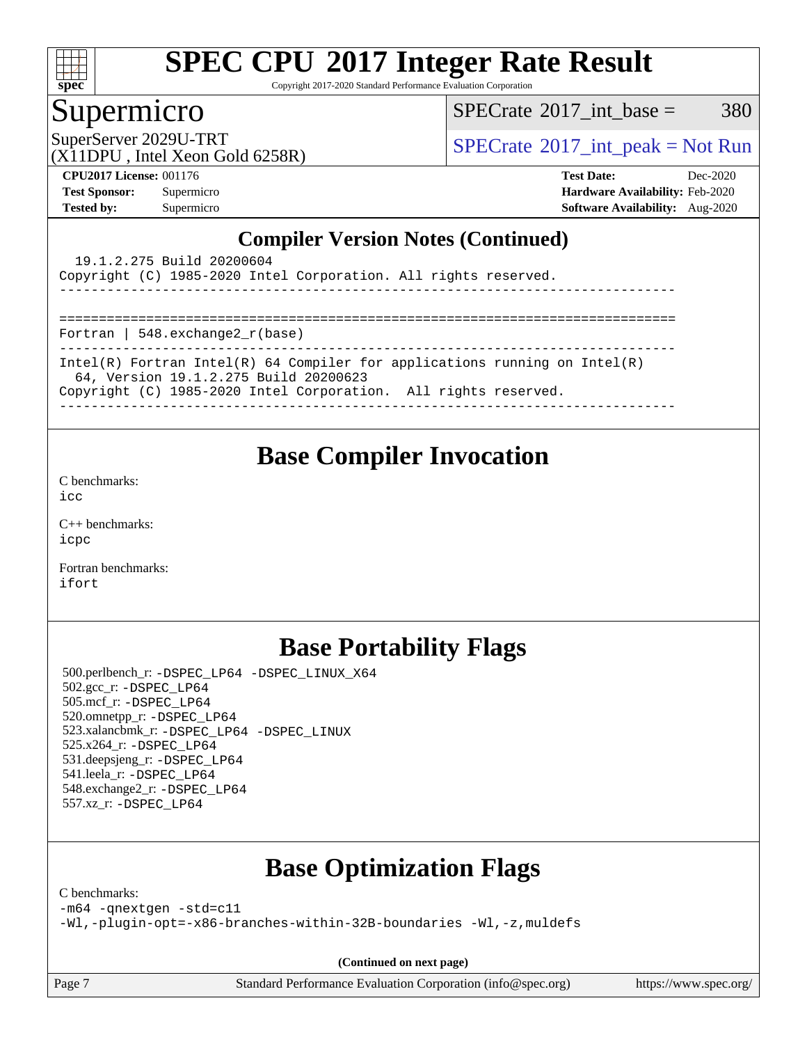## Compiler Version Notes (Continued)

```
  19.1.2.275 Build 20200604
Copyright (C) 1985-2020 Intel Corporation. All rights reserved.
------------------------------------------------------------------------------

==============================================================================
Fortran | 548.exchange2_r(base)
------------------------------------------------------------------------------
Intel(R) Fortran Intel(R) 64 Compiler for applications running on Intel(R)
  64, Version 19.1.2.275 Build 20200623
Copyright (C) 1985-2020 Intel Corporation.  All rights reserved.
------------------------------------------------------------------------------
```

## Base Compiler Invocation

C benchmarks:
icc

C++ benchmarks:
icpc

Fortran benchmarks:
ifort

## Base Portability Flags

500.perlbench_r: -DSPEC_LP64 -DSPEC_LINUX_X64
502.gcc_r: -DSPEC_LP64
505.mcf_r: -DSPEC_LP64
520.omnetpp_r: -DSPEC_LP64
523.xalancbmk_r: -DSPEC_LP64 -DSPEC_LINUX
525.x264_r: -DSPEC_LP64
531.deepsjeng_r: -DSPEC_LP64
541.leela_r: -DSPEC_LP64
548.exchange2_r: -DSPEC_LP64
557.xz_r: -DSPEC_LP64

## Base Optimization Flags

C benchmarks:
-m64 -qnextgen -std=c11
-Wl,-plugin-opt=-x86-branches-within-32B-boundaries -Wl,-z,muldefs

**(Continued on next page)**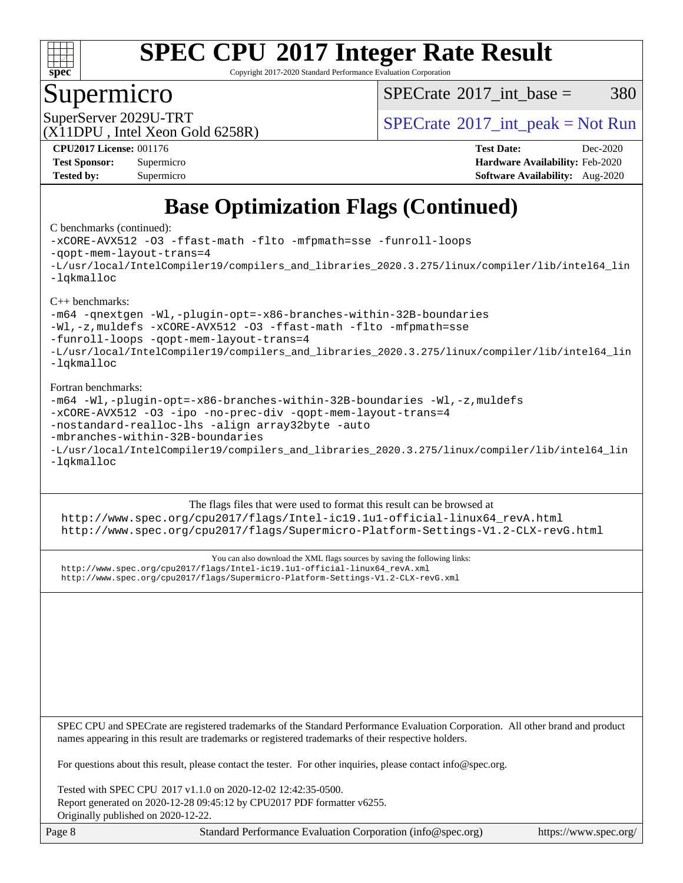# Base Optimization Flags (Continued)

C benchmarks (continued):

```
-xCORE-AVX512 -O3 -ffast-math -flto -mfpmath=sse -funroll-loops
-qopt-mem-layout-trans=4
-L/usr/local/IntelCompiler19/compilers_and_libraries_2020.3.275/linux/compiler/lib/intel64_lin
-lqkmalloc
```

C++ benchmarks:

```
-m64 -qnextgen -Wl,-plugin-opt=-x86-branches-within-32B-boundaries
-Wl,-z,muldefs -xCORE-AVX512 -O3 -ffast-math -flto -mfpmath=sse
-funroll-loops -qopt-mem-layout-trans=4
-L/usr/local/IntelCompiler19/compilers_and_libraries_2020.3.275/linux/compiler/lib/intel64_lin
-lqkmalloc
```

Fortran benchmarks:

```
-m64 -Wl,-plugin-opt=-x86-branches-within-32B-boundaries -Wl,-z,muldefs
-xCORE-AVX512 -O3 -ipo -no-prec-div -qopt-mem-layout-trans=4
-nostandard-realloc-lhs -align array32byte -auto
-mbranches-within-32B-boundaries
-L/usr/local/IntelCompiler19/compilers_and_libraries_2020.3.275/linux/compiler/lib/intel64_lin
-lqkmalloc
```

The flags files that were used to format this result can be browsed at

http://www.spec.org/cpu2017/flags/Intel-ic19.1u1-official-linux64_revA.html
http://www.spec.org/cpu2017/flags/Supermicro-Platform-Settings-V1.2-CLX-revG.html

You can also download the XML flags sources by saving the following links:

http://www.spec.org/cpu2017/flags/Intel-ic19.1u1-official-linux64_revA.xml
http://www.spec.org/cpu2017/flags/Supermicro-Platform-Settings-V1.2-CLX-revG.xml

SPEC CPU and SPECrate are registered trademarks of the Standard Performance Evaluation Corporation. All other brand and product names appearing in this result are trademarks or registered trademarks of their respective holders.

For questions about this result, please contact the tester. For other inquiries, please contact info@spec.org.

Tested with SPEC CPU 2017 v1.1.0 on 2020-12-02 12:42:35-0500.
Report generated on 2020-12-28 09:45:12 by CPU2017 PDF formatter v6255.
Originally published on 2020-12-22.